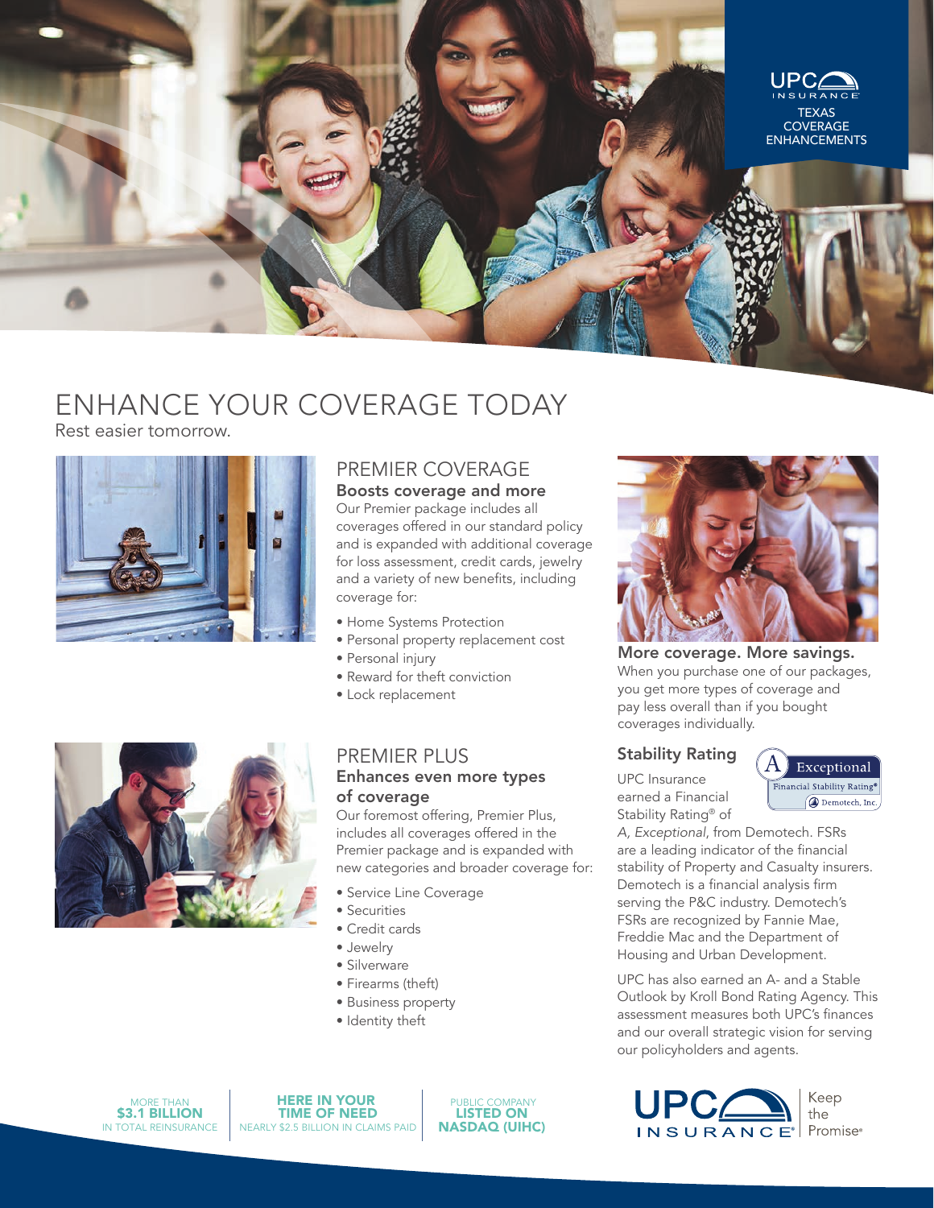UPC INSURANCE

TEXAS COVERAGE ENHANCEMENTS

# ENHANCE YOUR COVERAGE TODAY

Rest easier tomorrow.

## PREMIER COVERAGE

### Boosts coverage and more

Our Premier package includes all coverages offered in our standard policy and is expanded with additional coverage for loss assessment, credit cards, jewelry and a variety of new benefits, including coverage for:

- Home Systems Protection
- Personal property replacement cost
- Personal injury
- Reward for theft conviction
- Lock replacement

## PREMIER PLUS

### Enhances even more types of coverage

Our foremost offering, Premier Plus, includes all coverages offered in the Premier package and is expanded with new categories and broader coverage for:

- Service Line Coverage
- Securities
- Credit cards
- Jewelry
- Silverware
- Firearms (theft)
- Business property
- Identity theft

### More coverage. More savings.

When you purchase one of our packages, you get more types of coverage and pay less overall than if you bought coverages individually.

### Stability Rating

A Exceptional Financial Stability Rating® Demotech, Inc.

UPC Insurance earned a Financial Stability Rating® of *A, Exceptional*, from Demotech. FSRs are a leading indicator of the financial stability of Property and Casualty insurers. Demotech is a financial analysis firm serving the P&C industry. Demotech's FSRs are recognized by Fannie Mae, Freddie Mac and the Department of Housing and Urban Development.

UPC has also earned an A- and a Stable Outlook by Kroll Bond Rating Agency. This assessment measures both UPC's finances and our overall strategic vision for serving our policyholders and agents.

MORE THAN **$3.1 BILLION** IN TOTAL REINSURANCE

**HERE IN YOUR TIME OF NEED** NEARLY $2.5 BILLION IN CLAIMS PAID

PUBLIC COMPANY **LISTED ON NASDAQ (UIHC)**

UPC INSURANCE® | Keep the Promise®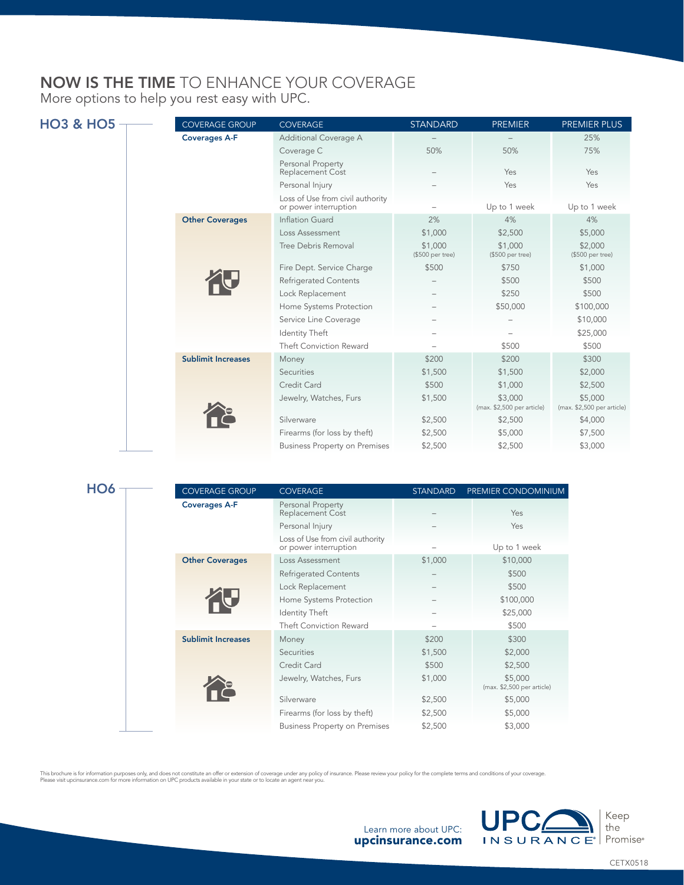# NOW IS THE TIME TO ENHANCE YOUR COVERAGE

More options to help you rest easy with UPC.

## HO3 & HO5

| COVERAGE GROUP | COVERAGE | STANDARD | PREMIER | PREMIER PLUS |
|---|---|---|---|---|
| **Coverages A-F** | Additional Coverage A | – | – | 25% |
| | Coverage C | 50% | 50% | 75% |
| | Personal Property Replacement Cost | – | Yes | Yes |
| | Personal Injury | – | Yes | Yes |
| | Loss of Use from civil authority or power interruption | – | Up to 1 week | Up to 1 week |
| **Other Coverages** | Inflation Guard | 2% | 4% | 4% |
| | Loss Assessment | $1,000 | $2,500 | $5,000 |
| | Tree Debris Removal | $1,000 ($500 per tree) | $1,000 ($500 per tree) | $2,000 ($500 per tree) |
| | Fire Dept. Service Charge | $500 | $750 | $1,000 |
| | Refrigerated Contents | – | $500 | $500 |
| | Lock Replacement | – | $250 | $500 |
| | Home Systems Protection | – | $50,000 | $100,000 |
| | Service Line Coverage | – | – | $10,000 |
| | Identity Theft | – | – | $25,000 |
| | Theft Conviction Reward | – | $500 | $500 |
| **Sublimit Increases** | Money | $200 | $200 | $300 |
| | Securities | $1,500 | $1,500 | $2,000 |
| | Credit Card | $500 | $1,000 | $2,500 |
| | Jewelry, Watches, Furs | $1,500 | $3,000 (max. $2,500 per article) | $5,000 (max. $2,500 per article) |
| | Silverware | $2,500 | $2,500 | $4,000 |
| | Firearms (for loss by theft) | $2,500 | $5,000 | $7,500 |
| | Business Property on Premises | $2,500 | $2,500 | $3,000 |

## HO6

| COVERAGE GROUP | COVERAGE | STANDARD | PREMIER CONDOMINIUM |
|---|---|---|---|
| **Coverages A-F** | Personal Property Replacement Cost | – | Yes |
| | Personal Injury | – | Yes |
| | Loss of Use from civil authority or power interruption | – | Up to 1 week |
| **Other Coverages** | Loss Assessment | $1,000 | $10,000 |
| | Refrigerated Contents | – | $500 |
| | Lock Replacement | – | $500 |
| | Home Systems Protection | – | $100,000 |
| | Identity Theft | – | $25,000 |
| | Theft Conviction Reward | – | $500 |
| **Sublimit Increases** | Money | $200 | $300 |
| | Securities | $1,500 | $2,000 |
| | Credit Card | $500 | $2,500 |
| | Jewelry, Watches, Furs | $1,000 | $5,000 (max. $2,500 per article) |
| | Silverware | $2,500 | $5,000 |
| | Firearms (for loss by theft) | $2,500 | $5,000 |
| | Business Property on Premises | $2,500 | $3,000 |

This brochure is for information purposes only, and does not constitute an offer or extension of coverage under any policy of insurance. Please review your policy for the complete terms and conditions of your coverage. Please visit upcinsurance.com for more information on UPC products available in your state or to locate an agent near you.

Learn more about UPC: **upcinsurance.com**

UPC INSURANCE® | Keep the Promise®

CETX0518